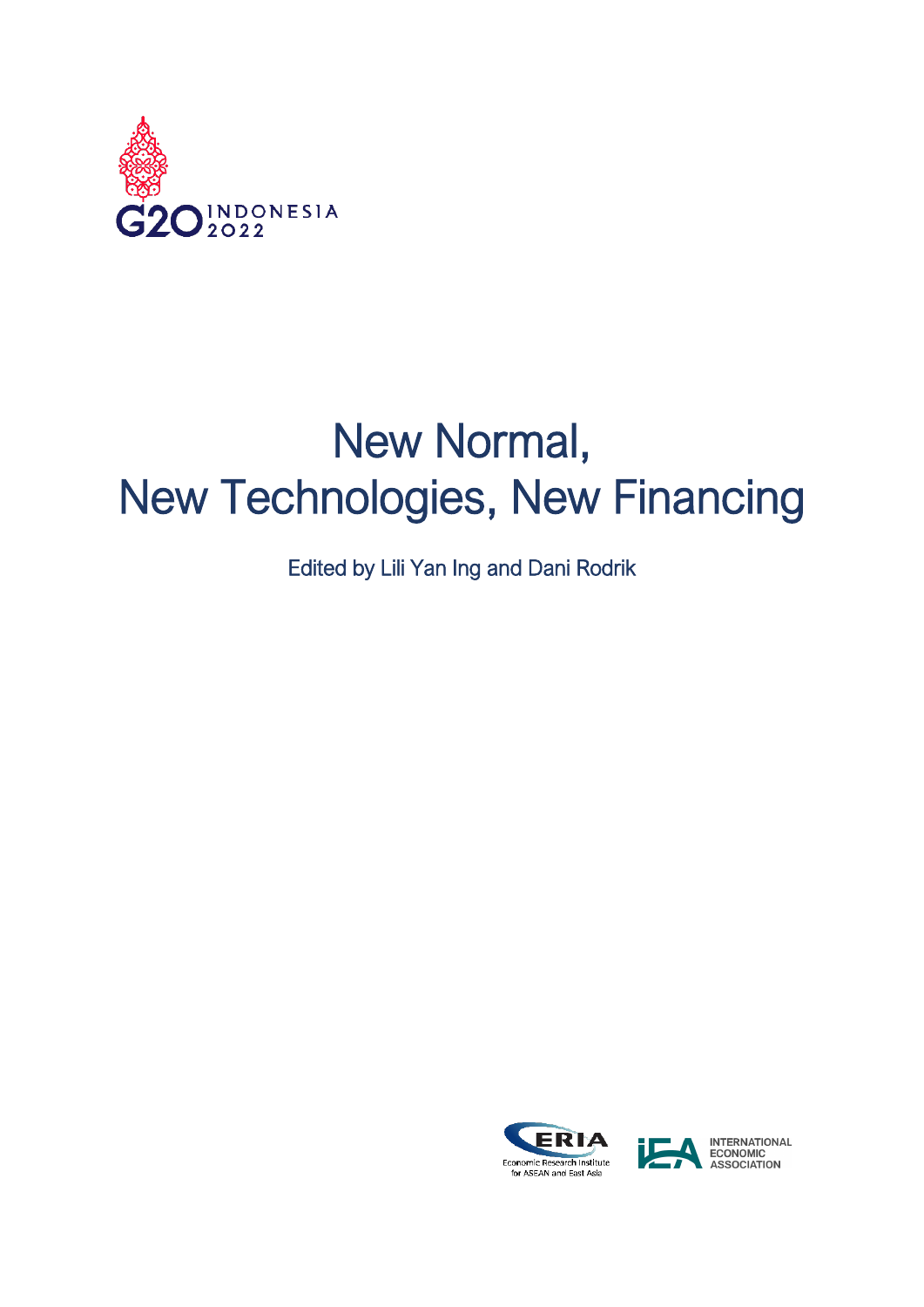G20 INDONESIA 2022

# New Normal, New Technologies, New Financing

Edited by Lili Yan Ing and Dani Rodrik

ERIA Economic Research Institute for ASEAN and East Asia

IEA INTERNATIONAL ECONOMIC ASSOCIATION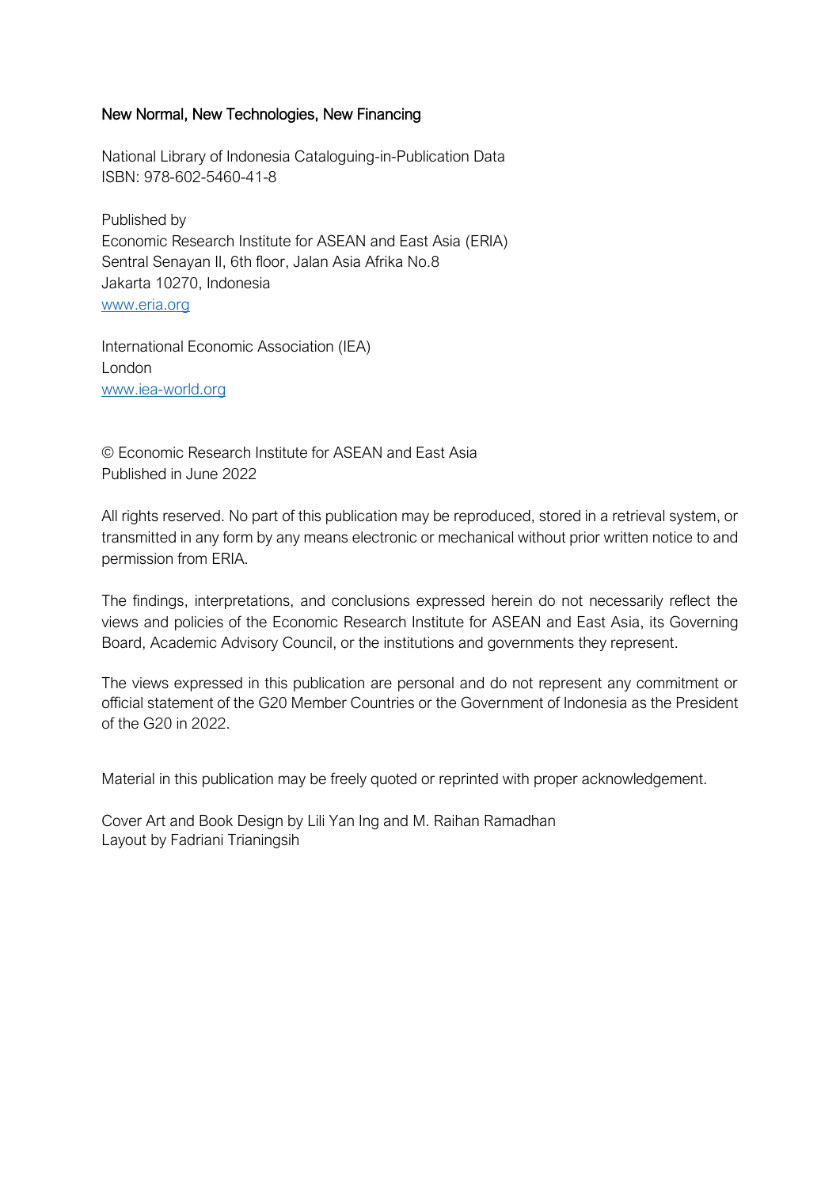New Normal, New Technologies, New Financing

National Library of Indonesia Cataloguing-in-Publication Data
ISBN: 978-602-5460-41-8

Published by
Economic Research Institute for ASEAN and East Asia (ERIA)
Sentral Senayan II, 6th floor, Jalan Asia Afrika No.8
Jakarta 10270, Indonesia
www.eria.org

International Economic Association (IEA)
London
www.iea-world.org

© Economic Research Institute for ASEAN and East Asia
Published in June 2022

All rights reserved. No part of this publication may be reproduced, stored in a retrieval system, or transmitted in any form by any means electronic or mechanical without prior written notice to and permission from ERIA.

The findings, interpretations, and conclusions expressed herein do not necessarily reflect the views and policies of the Economic Research Institute for ASEAN and East Asia, its Governing Board, Academic Advisory Council, or the institutions and governments they represent.

The views expressed in this publication are personal and do not represent any commitment or official statement of the G20 Member Countries or the Government of Indonesia as the President of the G20 in 2022.

Material in this publication may be freely quoted or reprinted with proper acknowledgement.

Cover Art and Book Design by Lili Yan Ing and M. Raihan Ramadhan
Layout by Fadriani Trianingsih